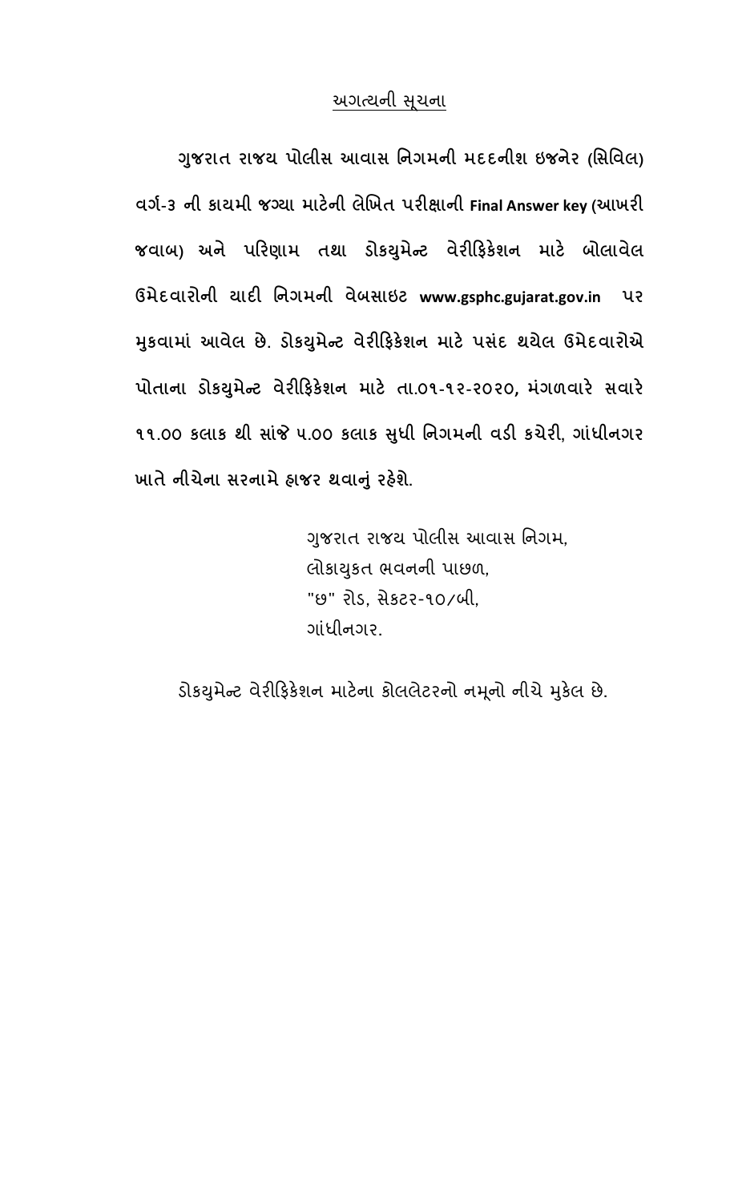<u>અગત્યની સૂચના</u>

**ગુજરાત રાજય પોલીસ આવાસ નિગમની મદદનીશ ઇજનેર (સિવિલ) વર્ગ-૩ ની કાયમી જગ્યા માટેની લેખિત પરીક્ષાની Final Answer key (આખરી જવાબ) અને પરિણામ તથા ડોકયુમેન્ટ વેરીફિકેશન માટે બોલાવેલ ઉમેદવારોની યાદી નિગમની વેબસાઇટ www.gsphc.gujarat.gov.in પર મુકવામાં આવેલ છે. ડોકયુમેન્ટ વેરીફિકેશન માટે પસંદ થયેલ ઉમેદવારોએ પોતાના ડોકયુમેન્ટ વેરીફિકેશન માટે તા.૦૧-૧૨-૨૦૨૦, મંગળવારે સવારે ૧૧.૦૦ કલાક થી સાંજે ૫.૦૦ કલાક સુધી નિગમની વડી કચેરી, ગાંધીનગર ખાતે નીચેના સરનામે હાજર થવાનું રહેશે.**

ગુજરાત રાજય પોલીસ આવાસ નિગમ,
લોકાયુકત ભવનની પાછળ,
"છ" રોડ, સેકટર-૧૦/બી,
ગાંધીનગર.

ડોકયુમેન્ટ વેરીફિકેશન માટેના કોલલેટરનો નમૂનો નીચે મુકેલ છે.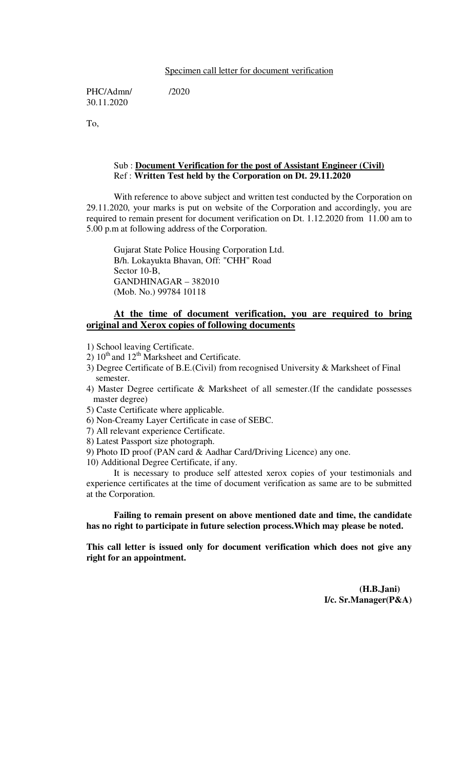Specimen call letter for document verification

PHC/Admn/ /2020
30.11.2020

To,

Sub : **Document Verification for the post of Assistant Engineer (Civil)**
Ref : **Written Test held by the Corporation on Dt. 29.11.2020**

With reference to above subject and written test conducted by the Corporation on 29.11.2020, your marks is put on website of the Corporation and accordingly, you are required to remain present for document verification on Dt. 1.12.2020 from 11.00 am to 5.00 p.m at following address of the Corporation.

Gujarat State Police Housing Corporation Ltd.
B/h. Lokayukta Bhavan, Off: "CHH" Road
Sector 10-B,
GANDHINAGAR – 382010
(Mob. No.) 99784 10118

**At the time of document verification, you are required to bring original and Xerox copies of following documents**

1) School leaving Certificate.
2) 10th and 12th Marksheet and Certificate.
3) Degree Certificate of B.E.(Civil) from recognised University & Marksheet of Final semester.
4) Master Degree certificate & Marksheet of all semester.(If the candidate possesses master degree)
5) Caste Certificate where applicable.
6) Non-Creamy Layer Certificate in case of SEBC.
7) All relevant experience Certificate.
8) Latest Passport size photograph.
9) Photo ID proof (PAN card & Aadhar Card/Driving Licence) any one.
10) Additional Degree Certificate, if any.

It is necessary to produce self attested xerox copies of your testimonials and experience certificates at the time of document verification as same are to be submitted at the Corporation.

**Failing to remain present on above mentioned date and time, the candidate has no right to participate in future selection process.Which may please be noted.**

**This call letter is issued only for document verification which does not give any right for an appointment.**

**(H.B.Jani)**
**I/c. Sr.Manager(P&A)**